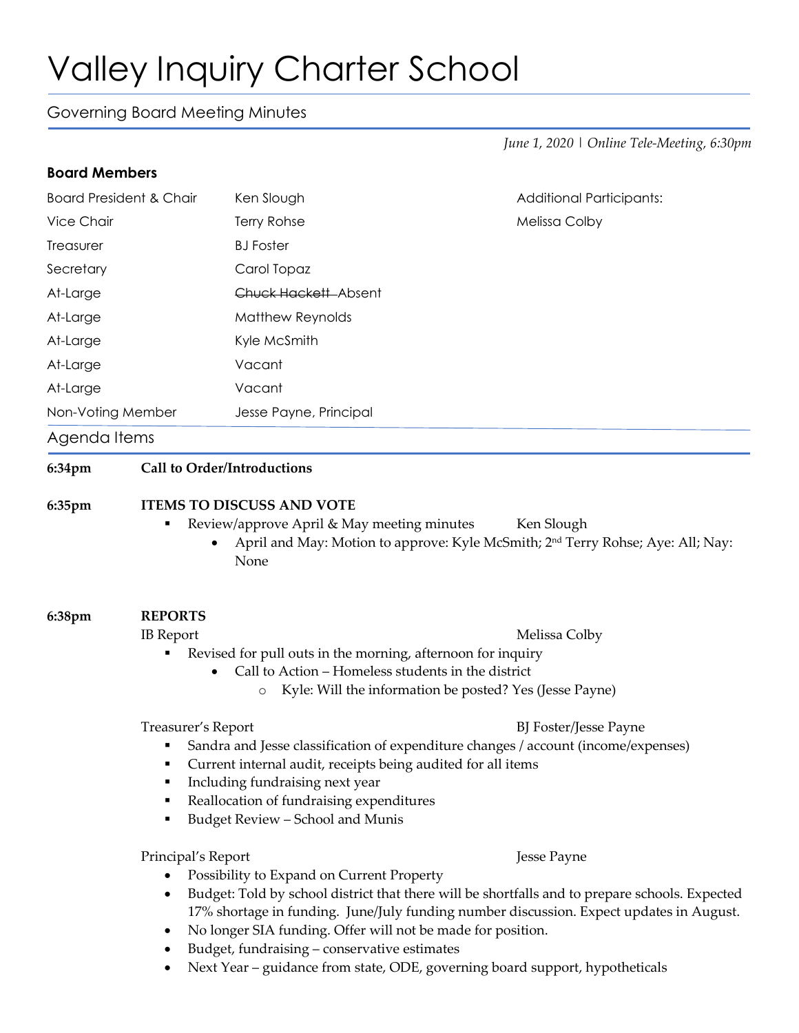# Valley Inquiry Charter School

## Governing Board Meeting Minutes

*June 1, 2020 | Online Tele-Meeting, 6:30pm*

### Board Members

| | | |
|---|---|---|
| Board President & Chair | Ken Slough | Additional Participants: |
| Vice Chair | Terry Rohse | Melissa Colby |
| Treasurer | BJ Foster | |
| Secretary | Carol Topaz | |
| At-Large | ~~Chuck Hackett~~ Absent | |
| At-Large | Matthew Reynolds | |
| At-Large | Kyle McSmith | |
| At-Large | Vacant | |
| At-Large | Vacant | |
| Non-Voting Member | Jesse Payne, Principal | |

## Agenda Items

**6:34pm** **Call to Order/Introductions**

**6:35pm** **ITEMS TO DISCUSS AND VOTE**

- Review/approve April & May meeting minutes — Ken Slough
  - April and May: Motion to approve: Kyle McSmith; 2nd Terry Rohse; Aye: All; Nay: None

**6:38pm** **REPORTS**

IB Report — Melissa Colby

- Revised for pull outs in the morning, afternoon for inquiry
  - Call to Action – Homeless students in the district
    - Kyle: Will the information be posted? Yes (Jesse Payne)

Treasurer's Report — BJ Foster/Jesse Payne

- Sandra and Jesse classification of expenditure changes / account (income/expenses)
- Current internal audit, receipts being audited for all items
- Including fundraising next year
- Reallocation of fundraising expenditures
- Budget Review – School and Munis

Principal's Report — Jesse Payne

- Possibility to Expand on Current Property
- Budget: Told by school district that there will be shortfalls and to prepare schools. Expected 17% shortage in funding. June/July funding number discussion. Expect updates in August.
- No longer SIA funding. Offer will not be made for position.
- Budget, fundraising – conservative estimates
- Next Year – guidance from state, ODE, governing board support, hypotheticals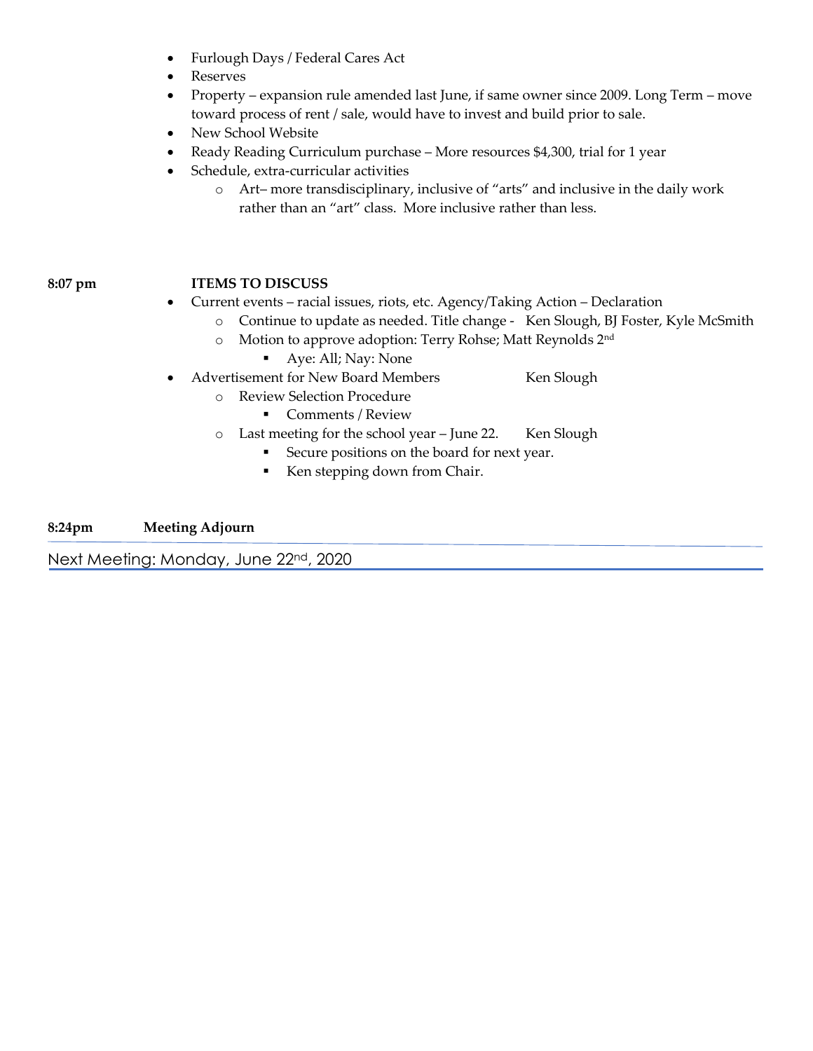- Furlough Days / Federal Cares Act
- Reserves
- Property – expansion rule amended last June, if same owner since 2009. Long Term – move toward process of rent / sale, would have to invest and build prior to sale.
- New School Website
- Ready Reading Curriculum purchase – More resources $4,300, trial for 1 year
- Schedule, extra-curricular activities
  - Art– more transdisciplinary, inclusive of "arts" and inclusive in the daily work rather than an "art" class. More inclusive rather than less.

**8:07 pm** **ITEMS TO DISCUSS**

- Current events – racial issues, riots, etc. Agency/Taking Action – Declaration
  - Continue to update as needed. Title change - Ken Slough, BJ Foster, Kyle McSmith
  - Motion to approve adoption: Terry Rohse; Matt Reynolds 2nd
    - Aye: All; Nay: None
- Advertisement for New Board Members Ken Slough
  - Review Selection Procedure
    - Comments / Review
  - Last meeting for the school year – June 22. Ken Slough
    - Secure positions on the board for next year.
    - Ken stepping down from Chair.

**8:24pm** **Meeting Adjourn**

Next Meeting: Monday, June 22nd, 2020